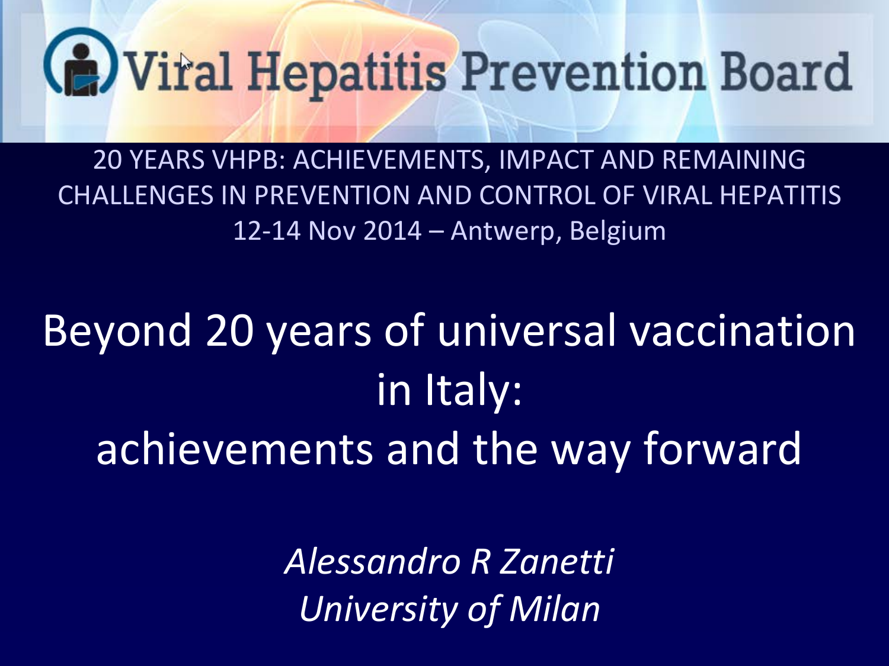# Viral Hepatitis Prevention Board

20 YEARS VHPB: ACHIEVEMENTS, IMPACT AND REMAINING CHALLENGES IN PREVENTION AND CONTROL OF VIRAL HEPATITIS
12-14 Nov 2014 – Antwerp, Belgium

## Beyond 20 years of universal vaccination in Italy: achievements and the way forward

*Alessandro R Zanetti*
*University of Milan*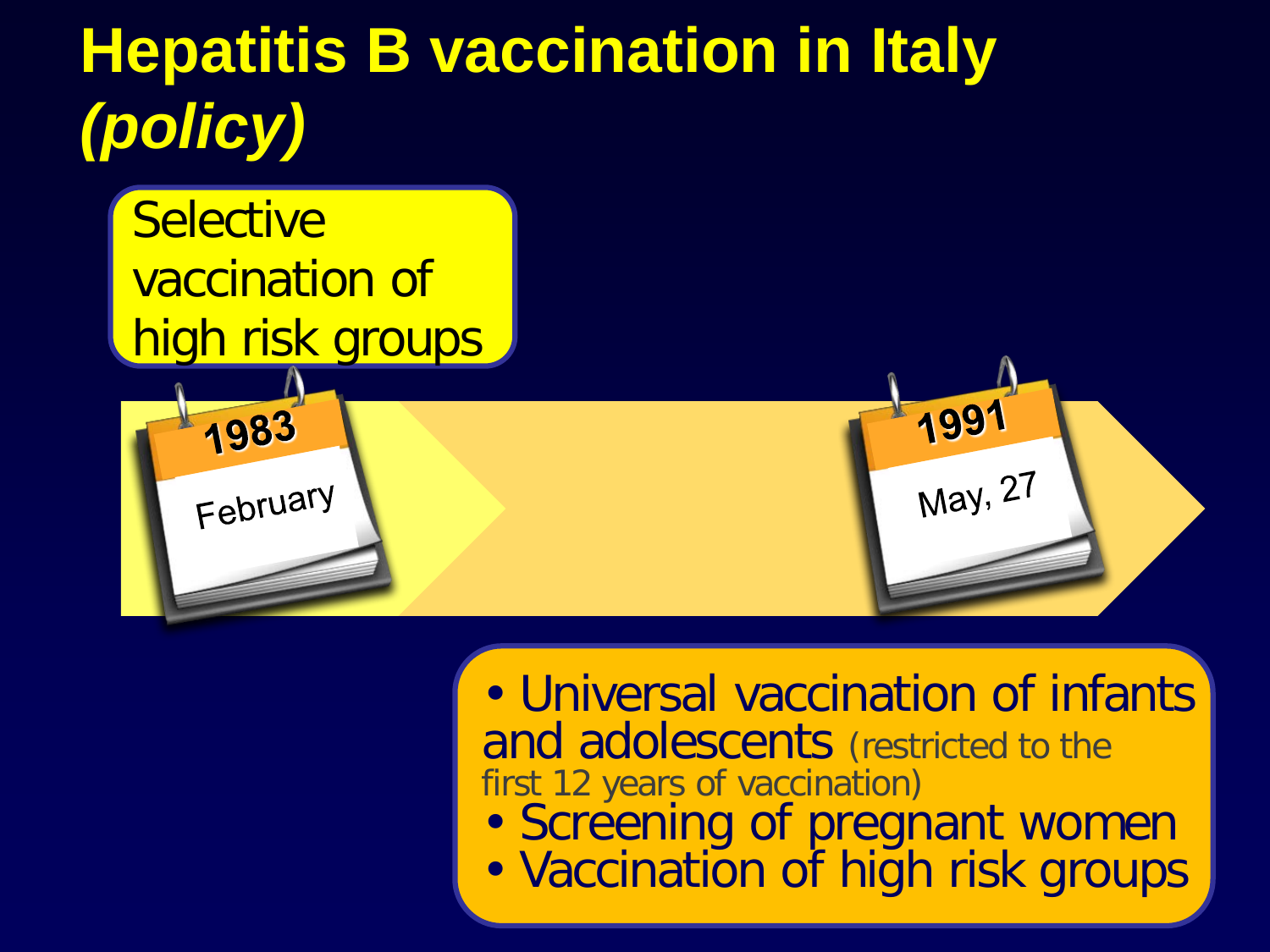# Hepatitis B vaccination in Italy *(policy)*

**1983 – February**

Selective vaccination of high risk groups

**1991 – May, 27**

- Universal vaccination of infants and adolescents (restricted to the first 12 years of vaccination)
- Screening of pregnant women
- Vaccination of high risk groups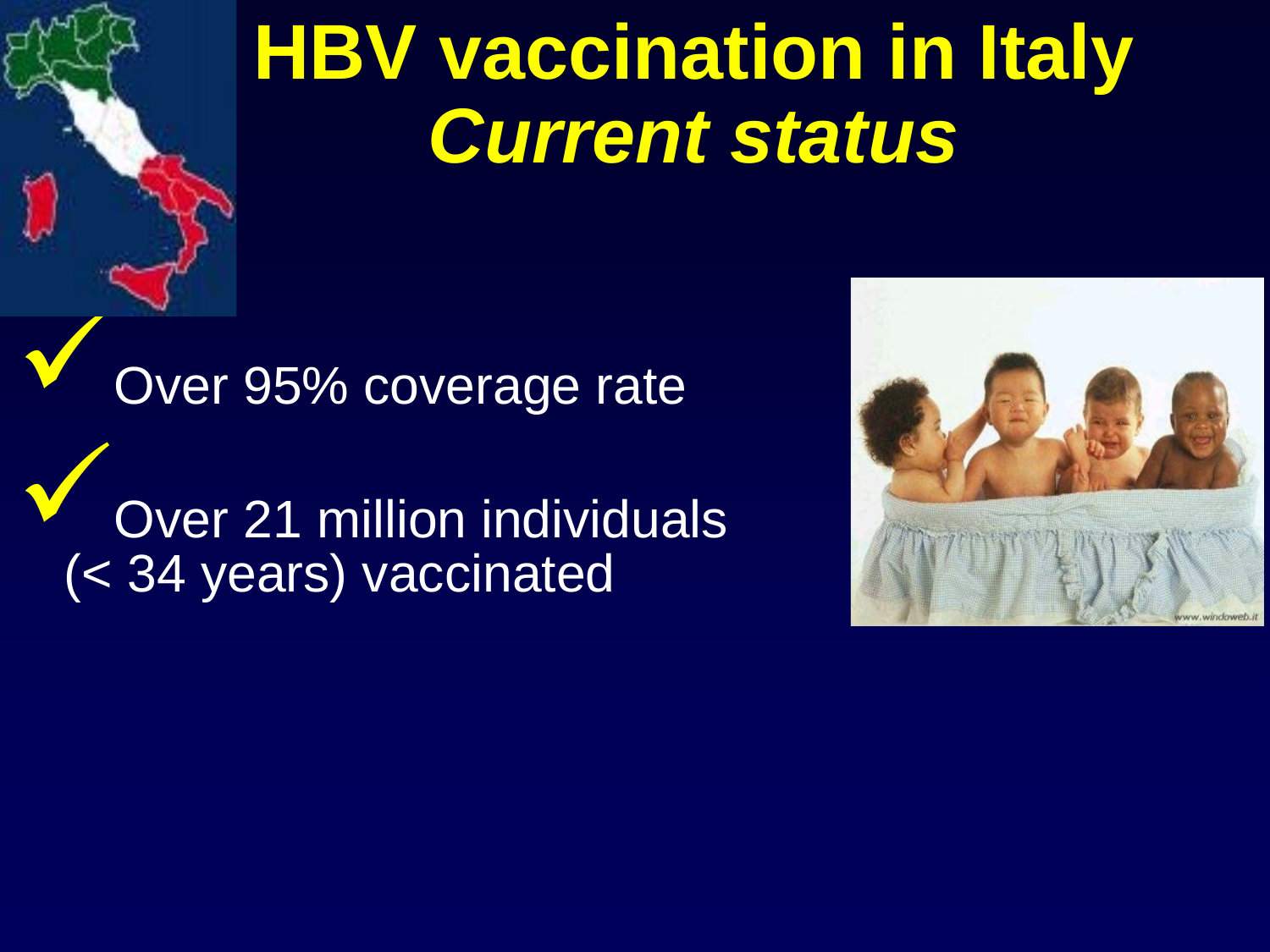# HBV vaccination in Italy
## *Current status*

- ✓ Over 95% coverage rate
- ✓ Over 21 million individuals (< 34 years) vaccinated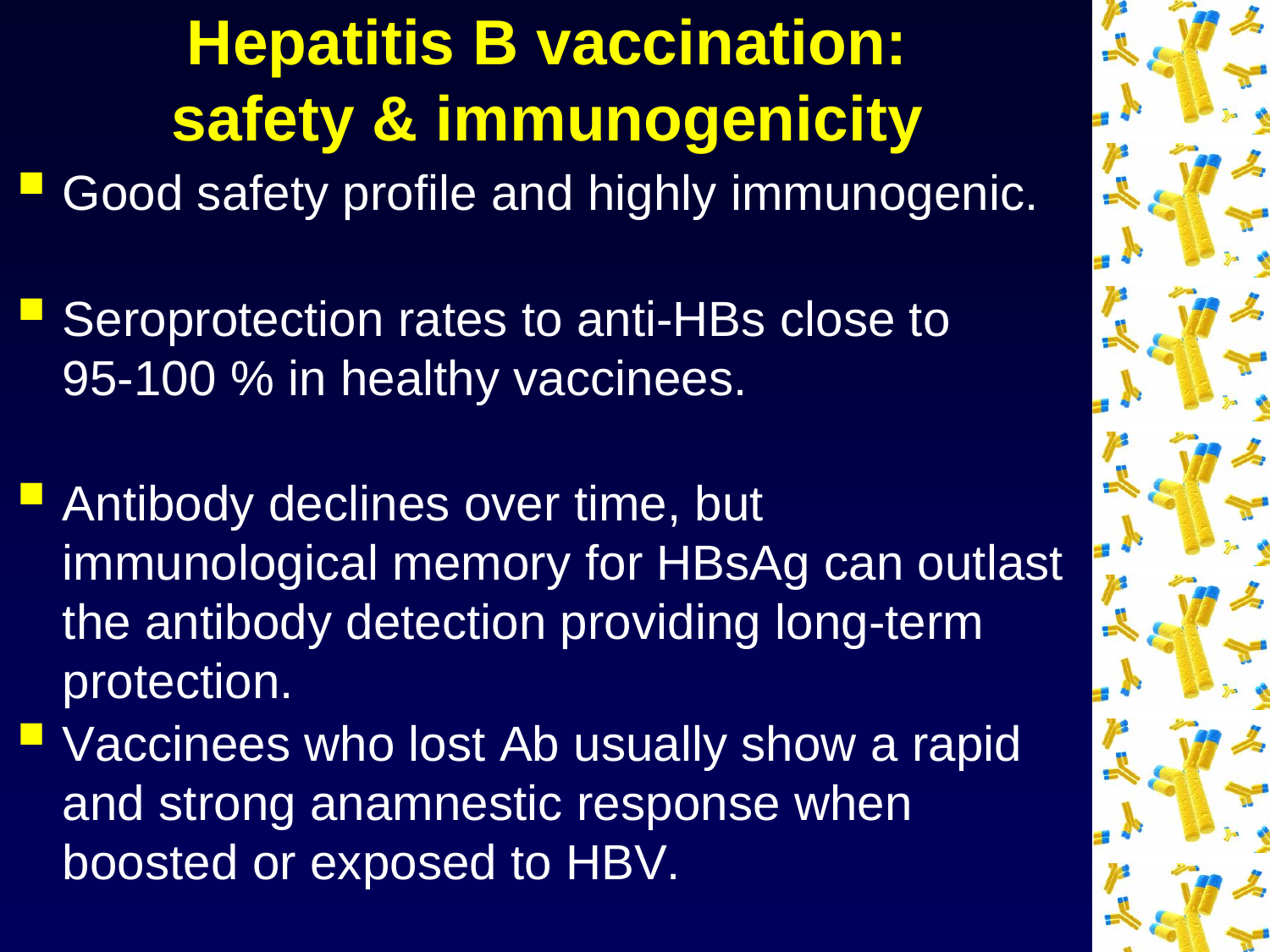# Hepatitis B vaccination: safety & immunogenicity

- Good safety profile and highly immunogenic.
- Seroprotection rates to anti-HBs close to 95-100 % in healthy vaccinees.
- Antibody declines over time, but immunological memory for HBsAg can outlast the antibody detection providing long-term protection.
- Vaccinees who lost Ab usually show a rapid and strong anamnestic response when boosted or exposed to HBV.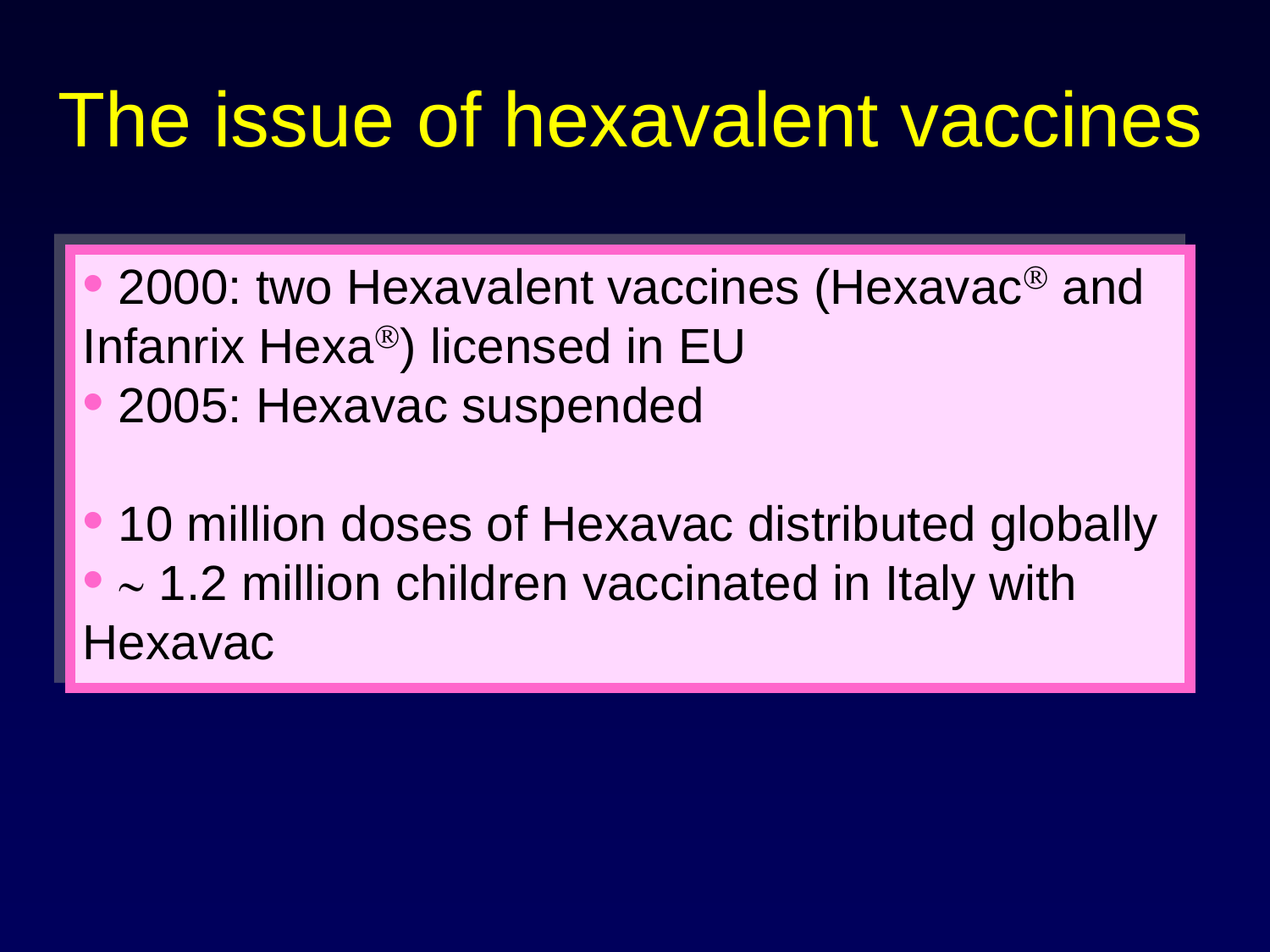# The issue of hexavalent vaccines

- 2000: two Hexavalent vaccines (Hexavac® and Infanrix Hexa®) licensed in EU
- 2005: Hexavac suspended

- 10 million doses of Hexavac distributed globally
- ~ 1.2 million children vaccinated in Italy with Hexavac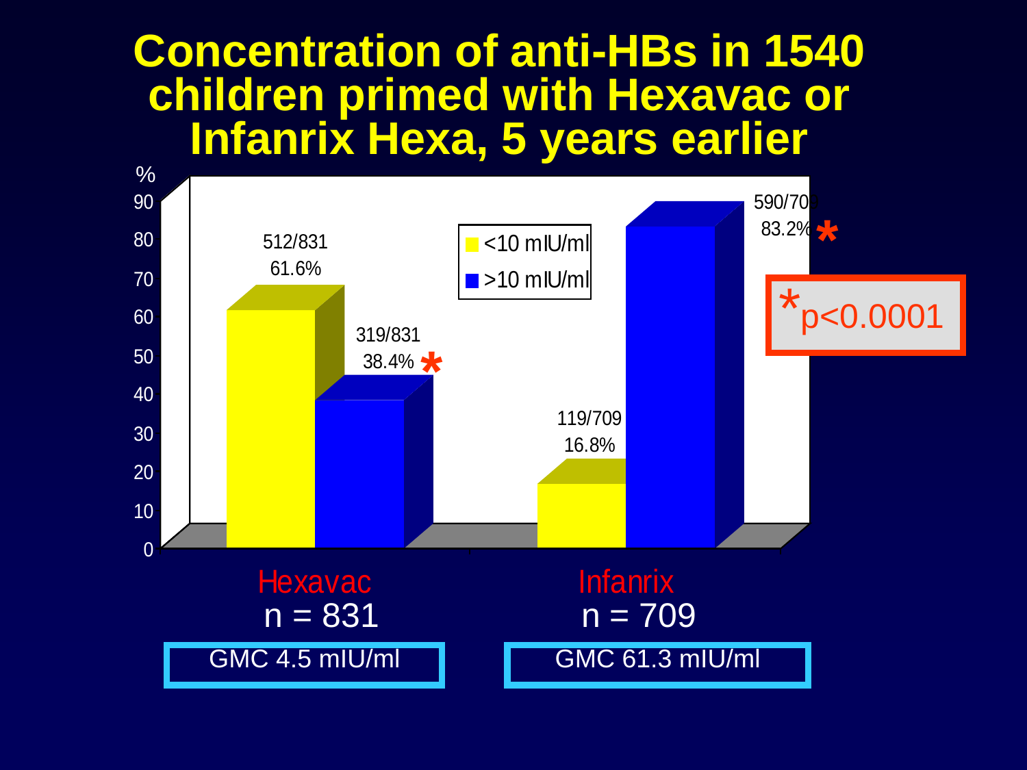# Concentration of anti-HBs in 1540 children primed with Hexavac or Infanrix Hexa, 5 years earlier

| | <10 mIU/ml | >10 mIU/ml |
|---|---|---|
| Hexavac (n = 831) | 512/831 61.6% | 319/831 38.4% * |
| Infanrix (n = 709) | 119/709 16.8% | 590/709 83.2% * |

*p<0.0001

Hexavac n = 831: GMC 4.5 mIU/ml

Infanrix n = 709: GMC 61.3 mIU/ml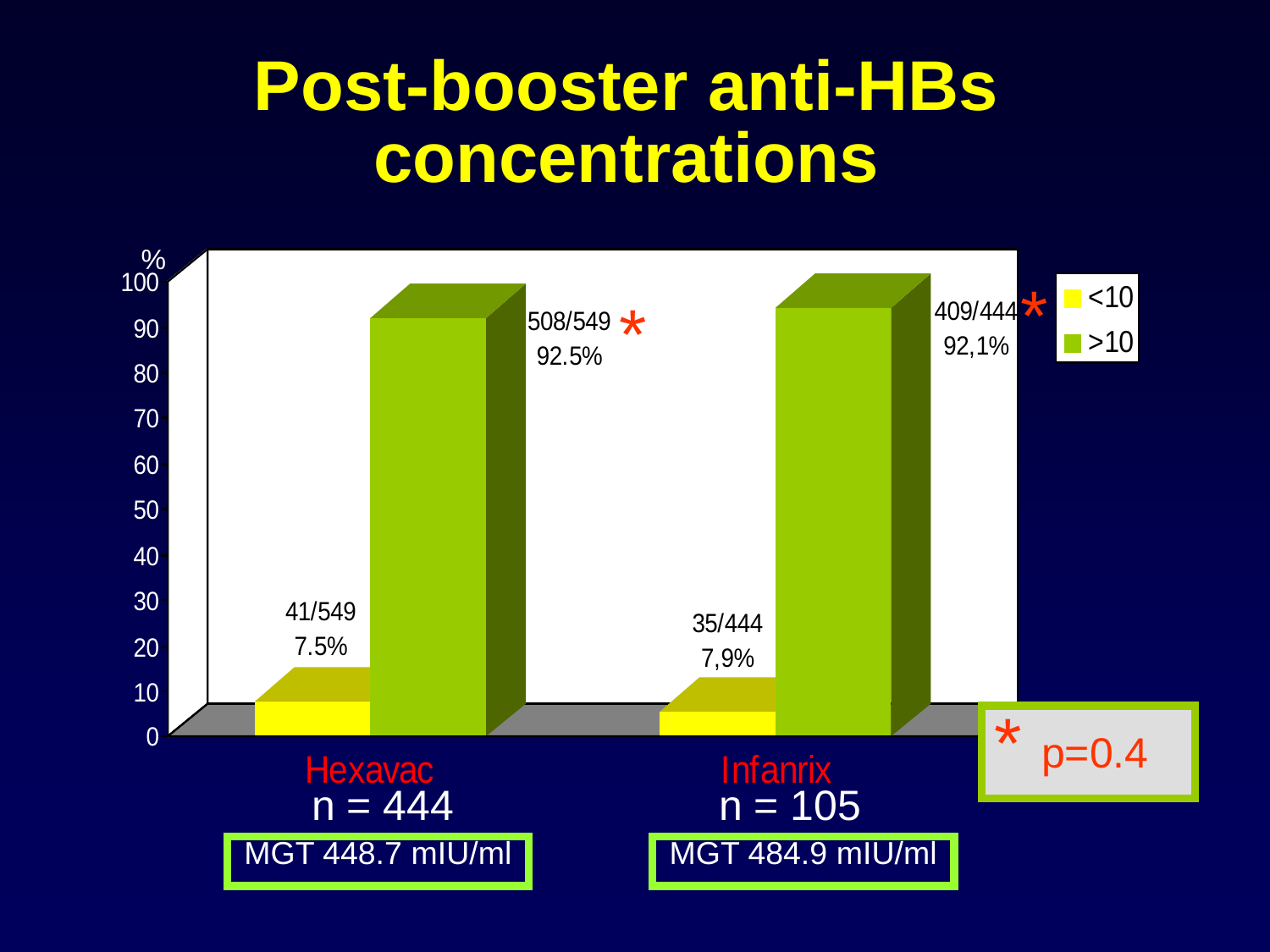# Post-booster anti-HBs concentrations

| | <10 | >10 |
|---|---|---|
| Hexavac | 41/549 7.5% | 508/549 * 92.5% |
| Infanrix | 35/444 7,9% | 409/444 * 92,1% |

Hexavac
n = 444
MGT 448.7 mIU/ml

Infanrix
n = 105
MGT 484.9 mIU/ml

* p=0.4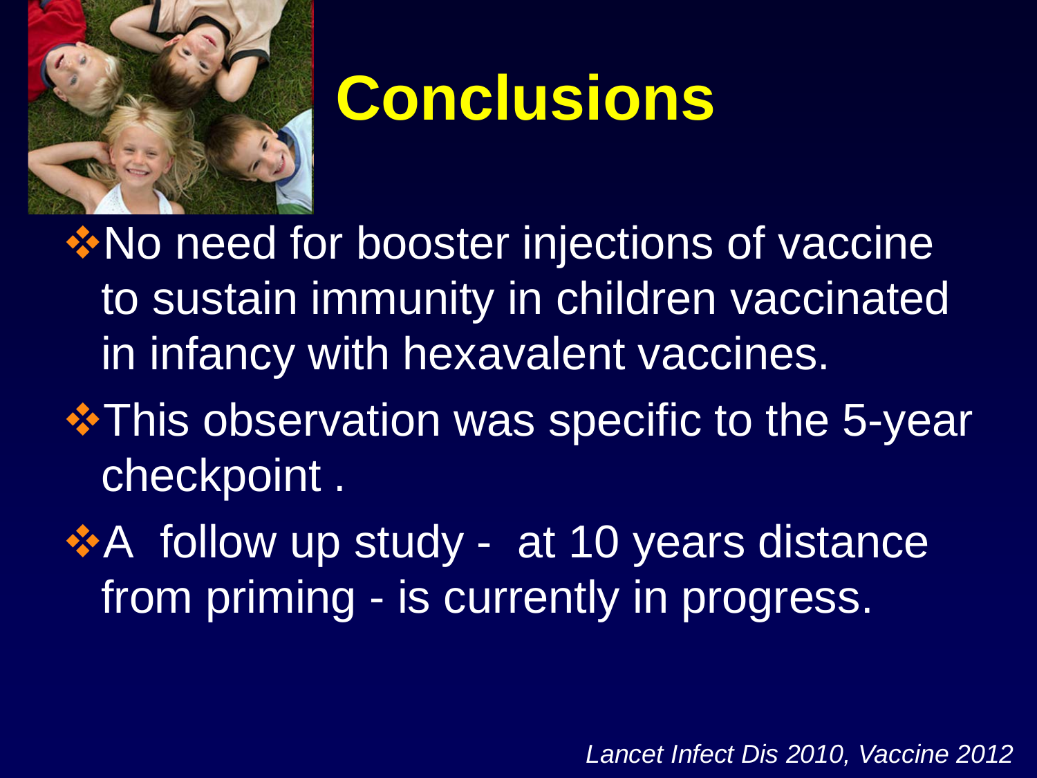# Conclusions

- No need for booster injections of vaccine to sustain immunity in children vaccinated in infancy with hexavalent vaccines.
- This observation was specific to the 5-year checkpoint .
- A follow up study - at 10 years distance from priming - is currently in progress.

*Lancet Infect Dis 2010, Vaccine 2012*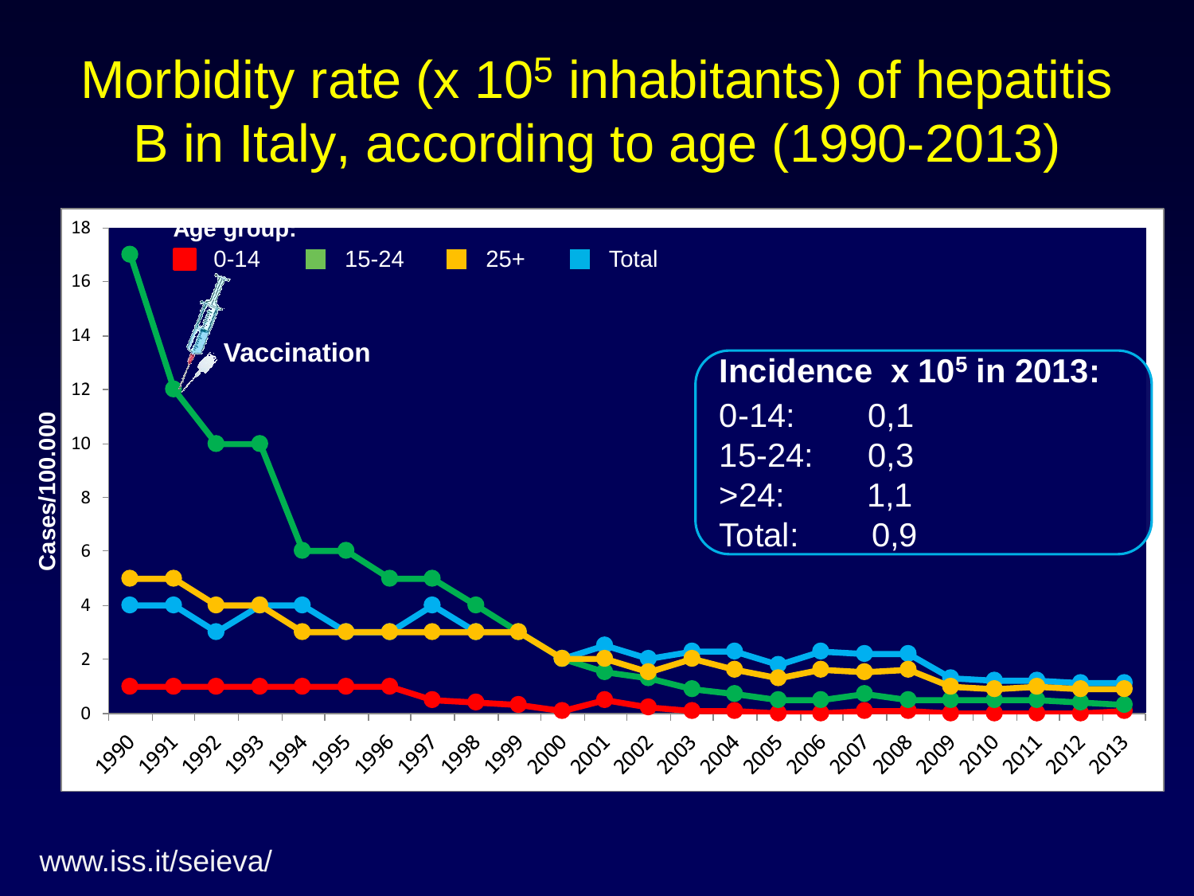# Morbidity rate (x $10^5$ inhabitants) of hepatitis B in Italy, according to age (1990-2013)

Age group: 0-14 | 15-24 | 25+ | Total

Vaccination

Cases/100.000

**Incidence x $10^5$ in 2013:**

| | |
|---|---|
| 0-14: | 0,1 |
| 15-24: | 0,3 |
| >24: | 1,1 |
| Total: | 0,9 |

www.iss.it/seieva/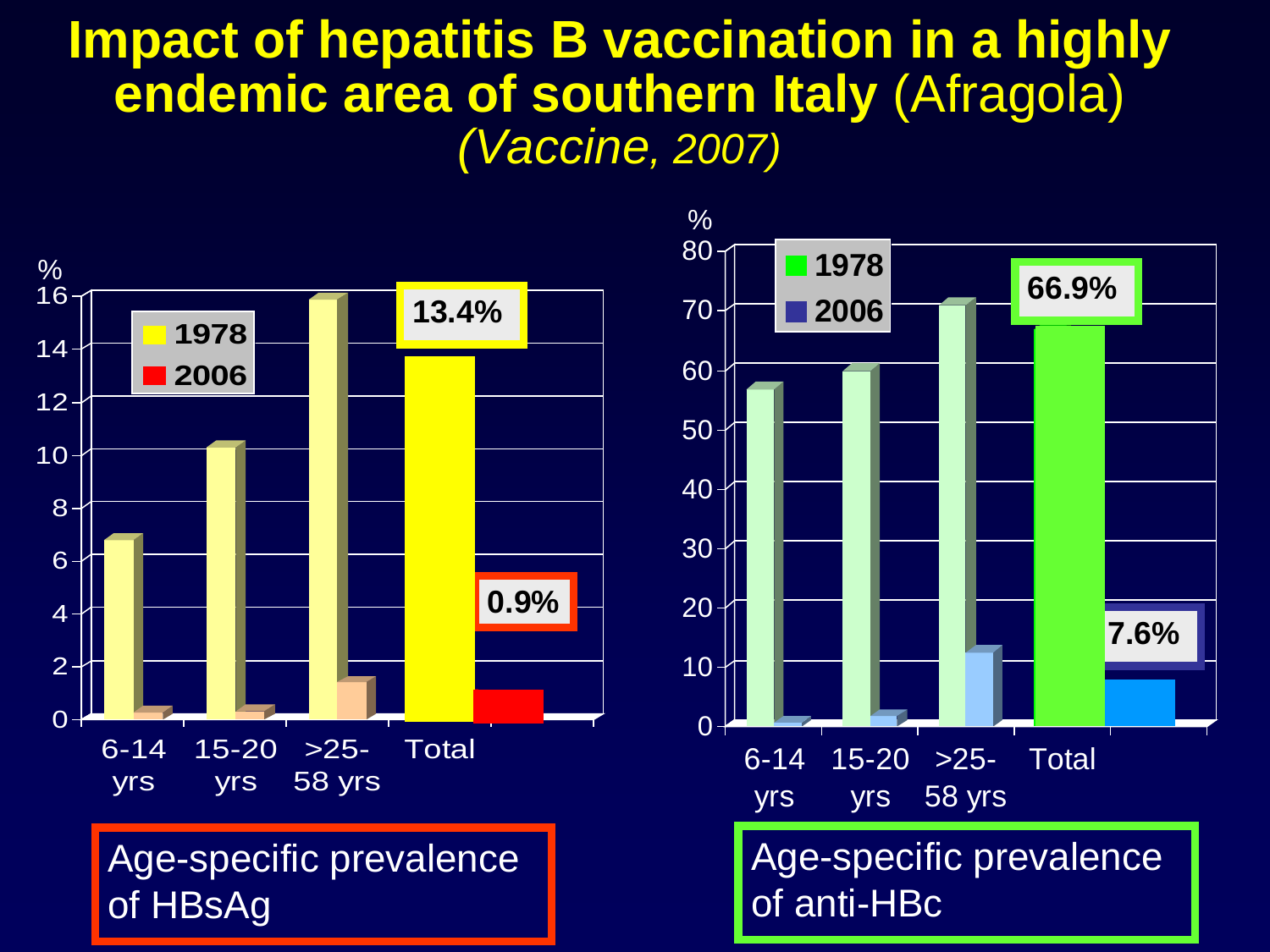# Impact of hepatitis B vaccination in a highly endemic area of southern Italy (Afragola)

*(Vaccine, 2007)*

%

1978
2006

13.4%

0.9%

6-14 yrs | 15-20 yrs | >25-58 yrs | Total

Age-specific prevalence of HBsAg

%

1978
2006

66.9%

7.6%

6-14 yrs | 15-20 yrs | >25-58 yrs | Total

Age-specific prevalence of anti-HBc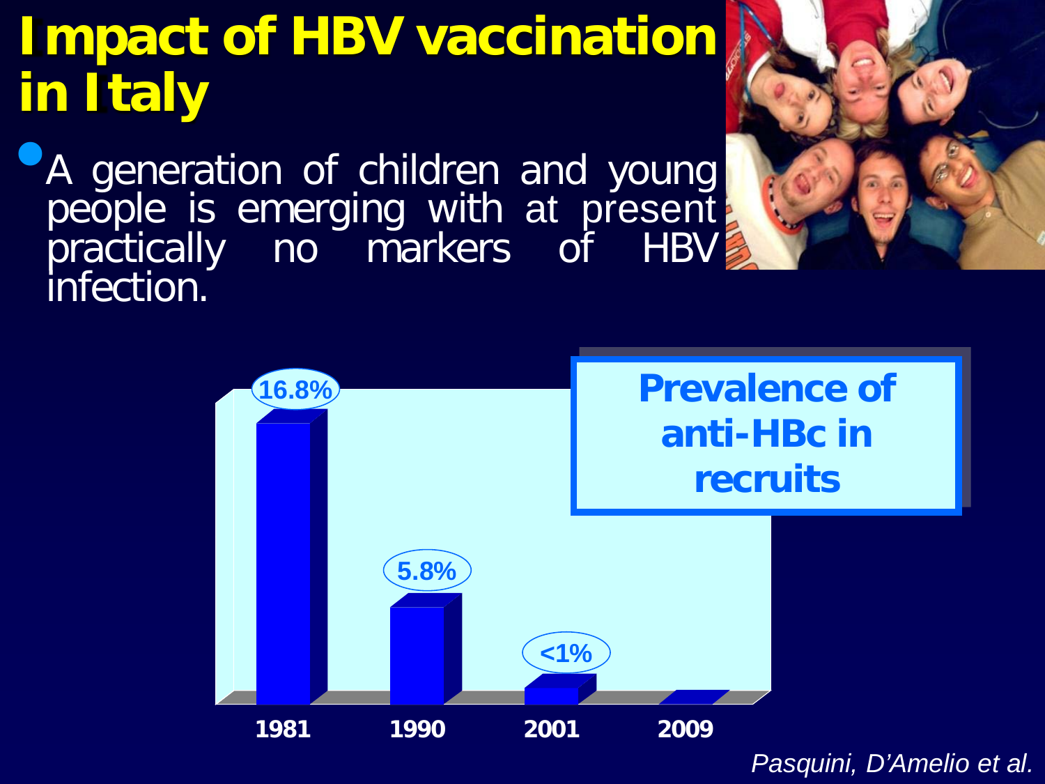# Impact of HBV vaccination in Italy

- A generation of children and young people is emerging with at present practically no markers of HBV infection.

**Prevalence of anti-HBc in recruits**

| Year | Prevalence |
|---|---|
| 1981 | 16.8% |
| 1990 | 5.8% |
| 2001 | <1% |
| 2009 | |

*Pasquini, D'Amelio et al.*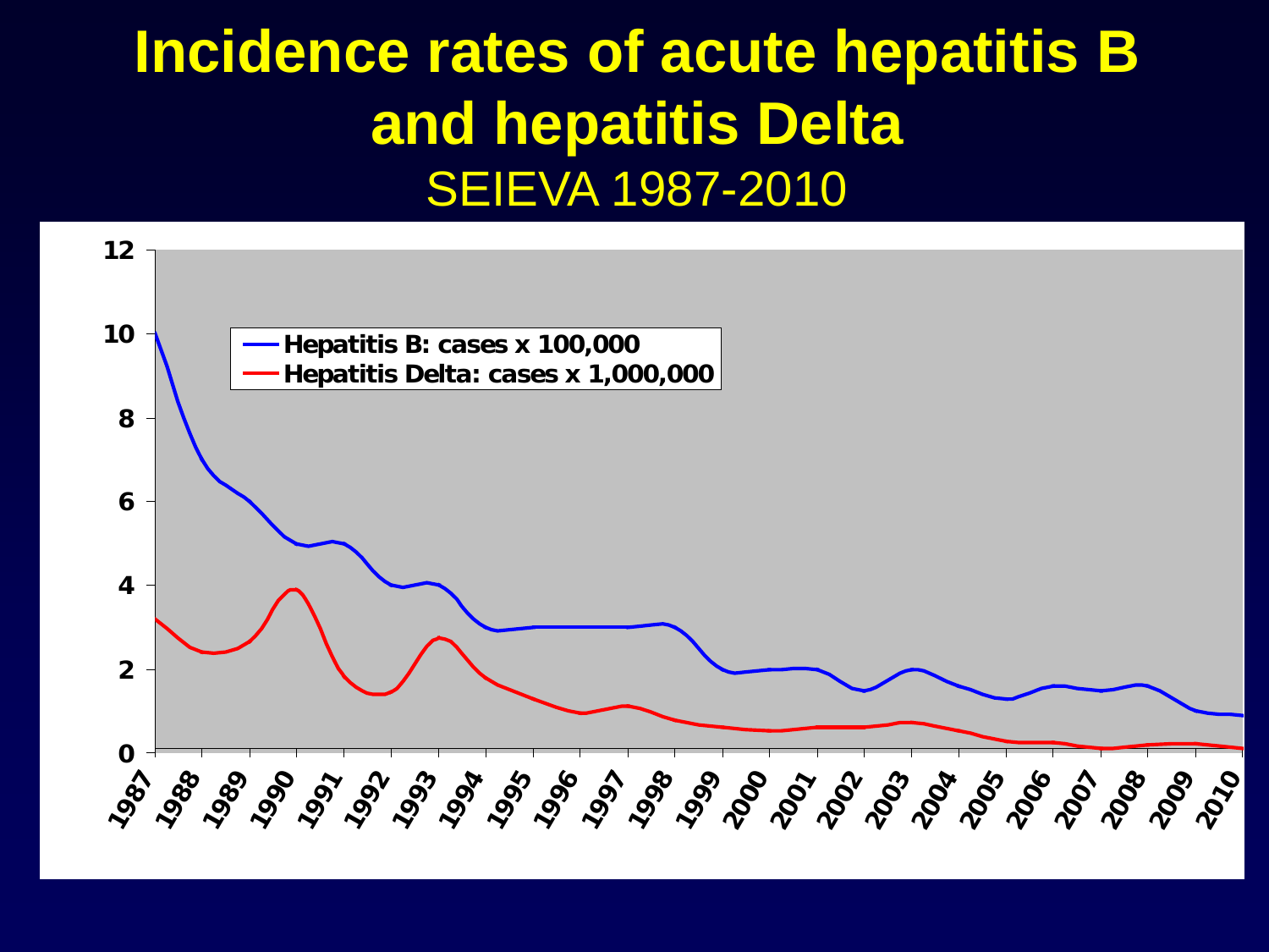# Incidence rates of acute hepatitis B and hepatitis Delta

SEIEVA 1987-2010

Y-axis: 0, 2, 4, 6, 8, 10, 12

X-axis: 1987, 1988, 1989, 1990, 1991, 1992, 1993, 1994, 1995, 1996, 1997, 1998, 1999, 2000, 2001, 2002, 2003, 2004, 2005, 2006, 2007, 2008, 2009, 2010

Legend:
- Hepatitis B: cases x 100,000
- Hepatitis Delta: cases x 1,000,000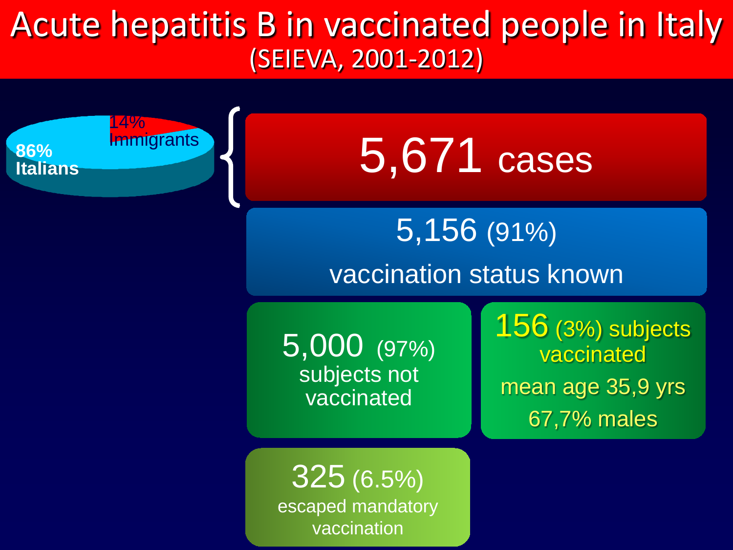# Acute hepatitis B in vaccinated people in Italy
## (SEIEVA, 2001-2012)

- 86% Italians
- 14% Immigrants

**5,671 cases**

5,156 (91%) vaccination status known

- 5,000 (97%) subjects not vaccinated
  - 325 (6.5%) escaped mandatory vaccination
- 156 (3%) subjects vaccinated
  - mean age 35,9 yrs
  - 67,7% males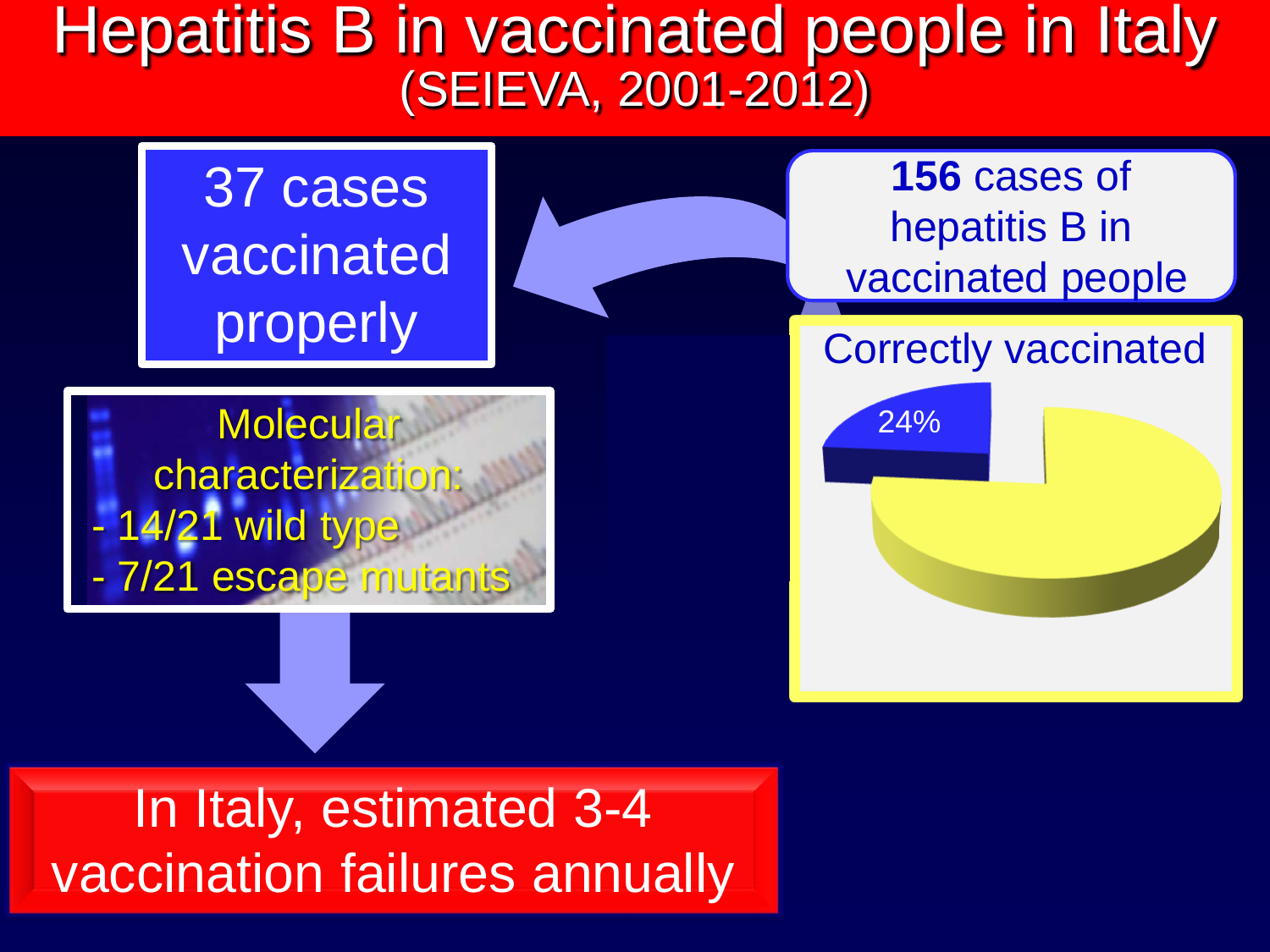# Hepatitis B in vaccinated people in Italy
## (SEIEVA, 2001-2012)

**156** cases of hepatitis B in vaccinated people

Correctly vaccinated

24%

37 cases vaccinated properly

Molecular characterization:
- 14/21 wild type
- 7/21 escape mutants

In Italy, estimated 3-4 vaccination failures annually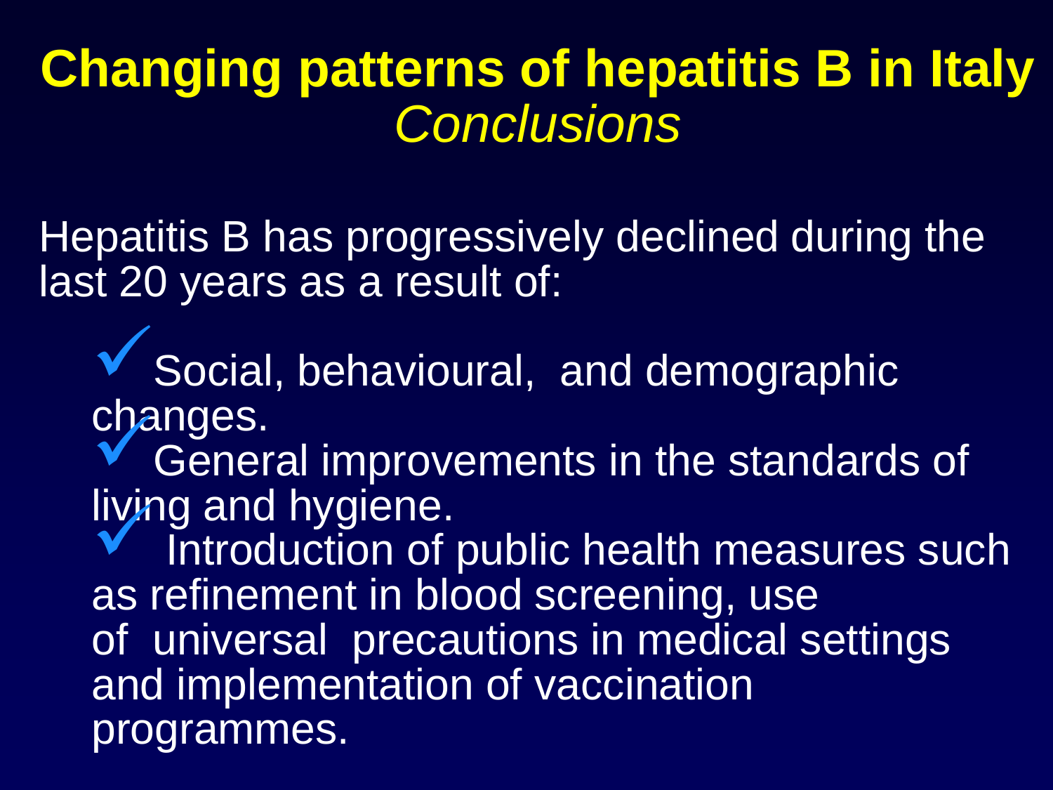# Changing patterns of hepatitis B in Italy

## *Conclusions*

Hepatitis B has progressively declined during the last 20 years as a result of:

- ✓ Social, behavioural, and demographic changes.
- ✓ General improvements in the standards of living and hygiene.
- ✓ Introduction of public health measures such as refinement in blood screening, use of universal precautions in medical settings and implementation of vaccination programmes.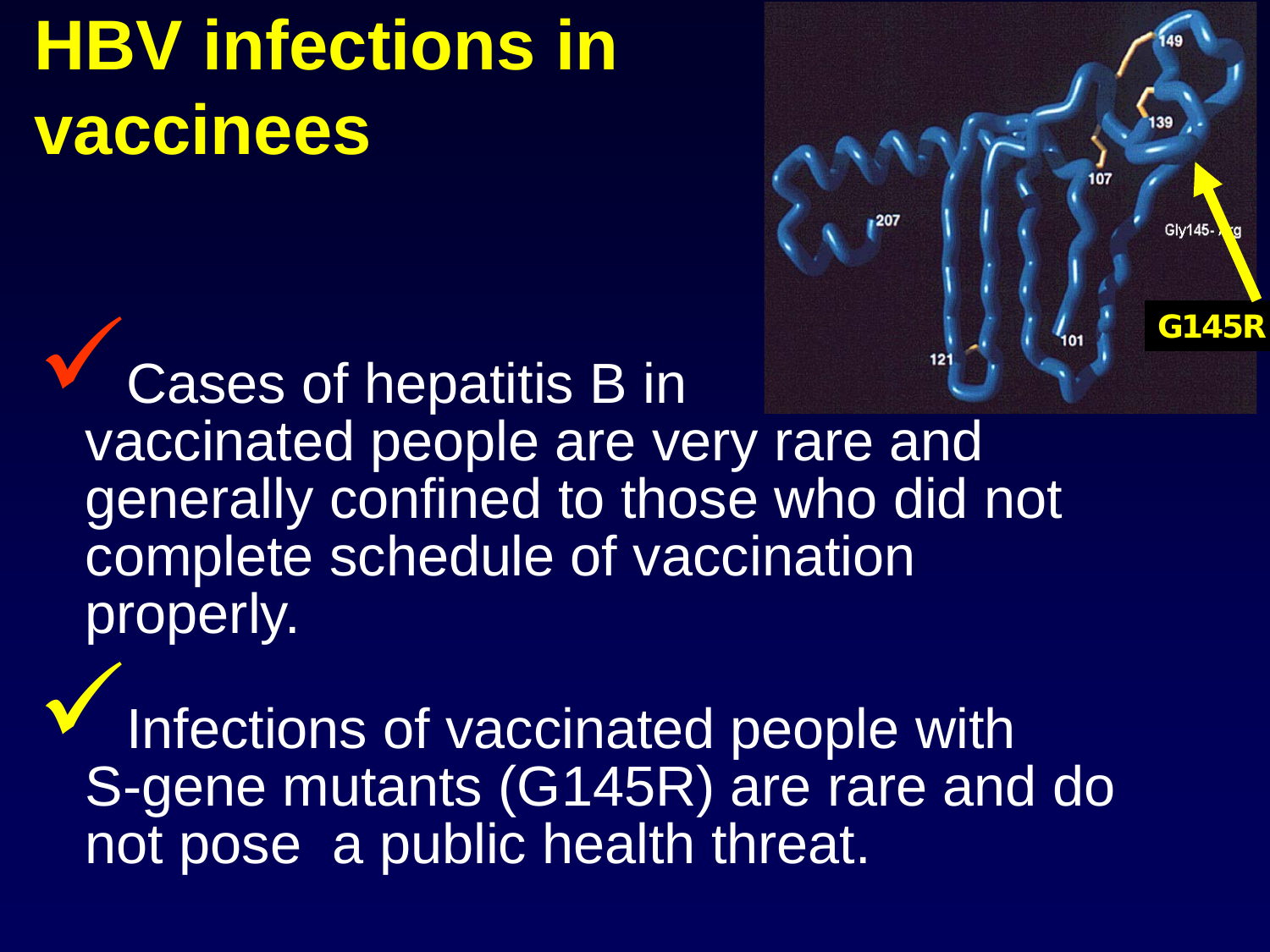# HBV infections in vaccinees

- Cases of hepatitis B in vaccinated people are very rare and generally confined to those who did not complete schedule of vaccination properly.

- Infections of vaccinated people with S-gene mutants (G145R) are rare and do not pose a public health threat.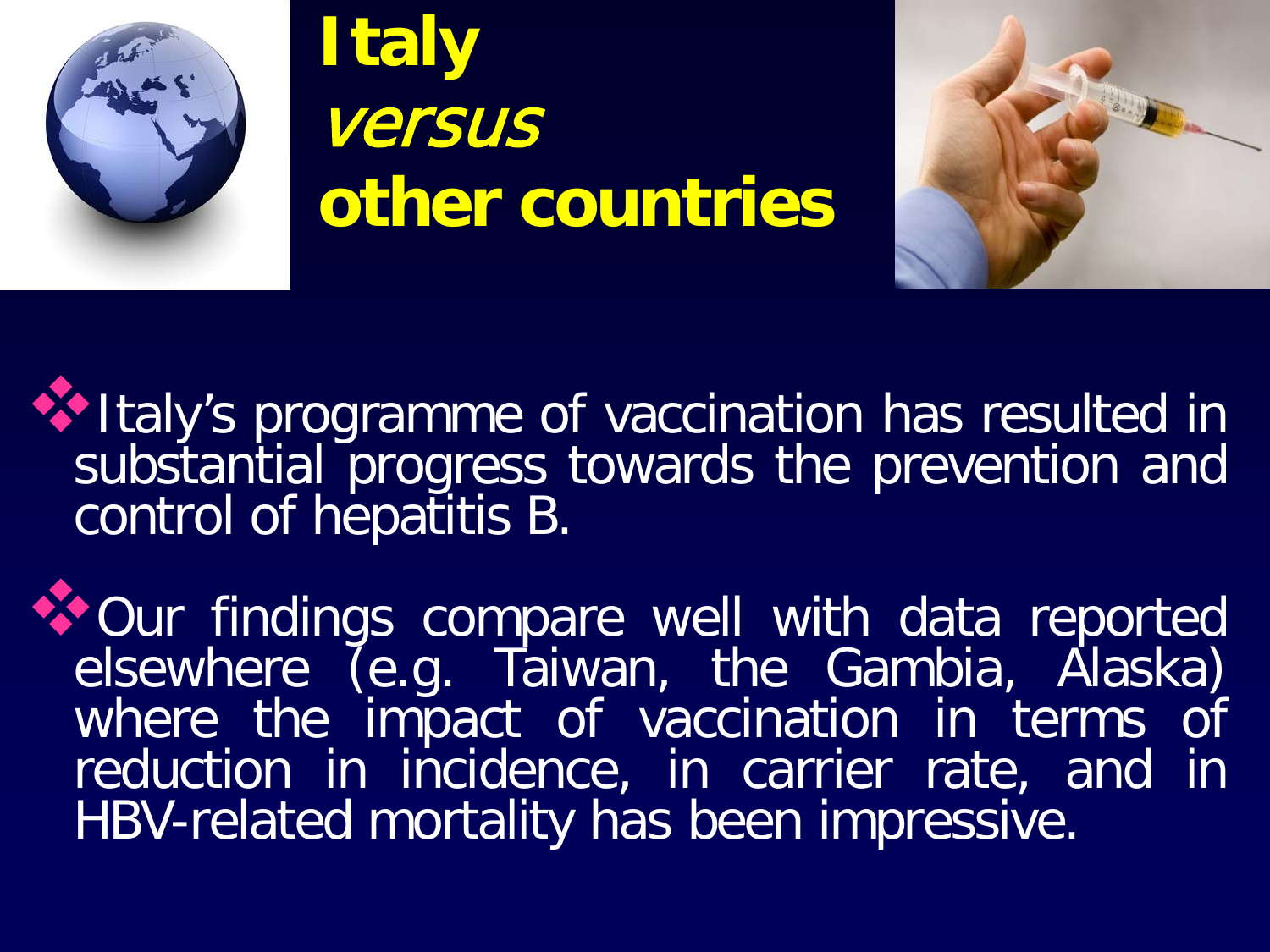# Italy *versus* other countries

- Italy’s programme of vaccination has resulted in substantial progress towards the prevention and control of hepatitis B.

- Our findings compare well with data reported elsewhere (e.g. Taiwan, the Gambia, Alaska) where the impact of vaccination in terms of reduction in incidence, in carrier rate, and in HBV-related mortality has been impressive.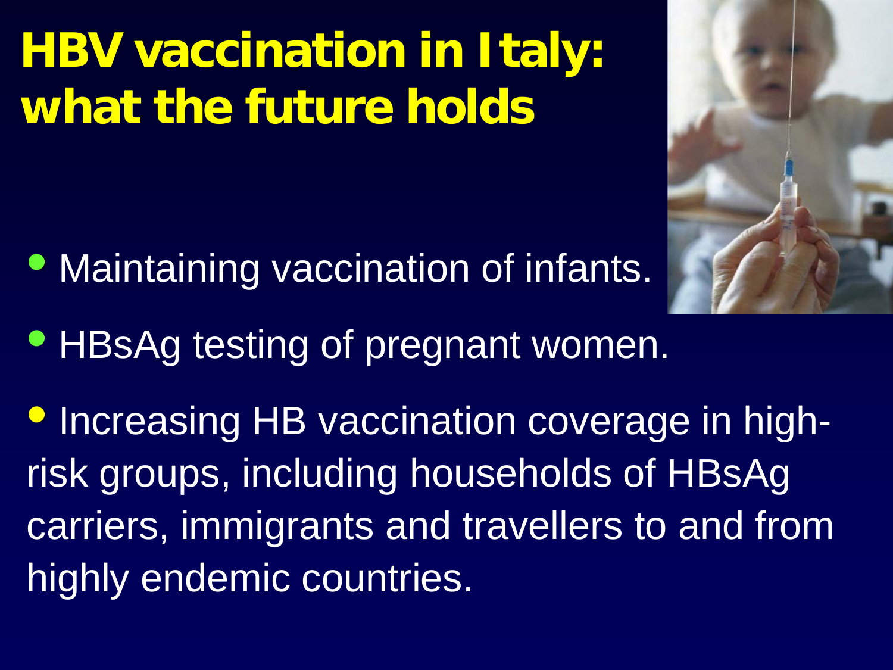# HBV vaccination in Italy: what the future holds

- Maintaining vaccination of infants.
- HBsAg testing of pregnant women.
- Increasing HB vaccination coverage in high-risk groups, including households of HBsAg carriers, immigrants and travellers to and from highly endemic countries.